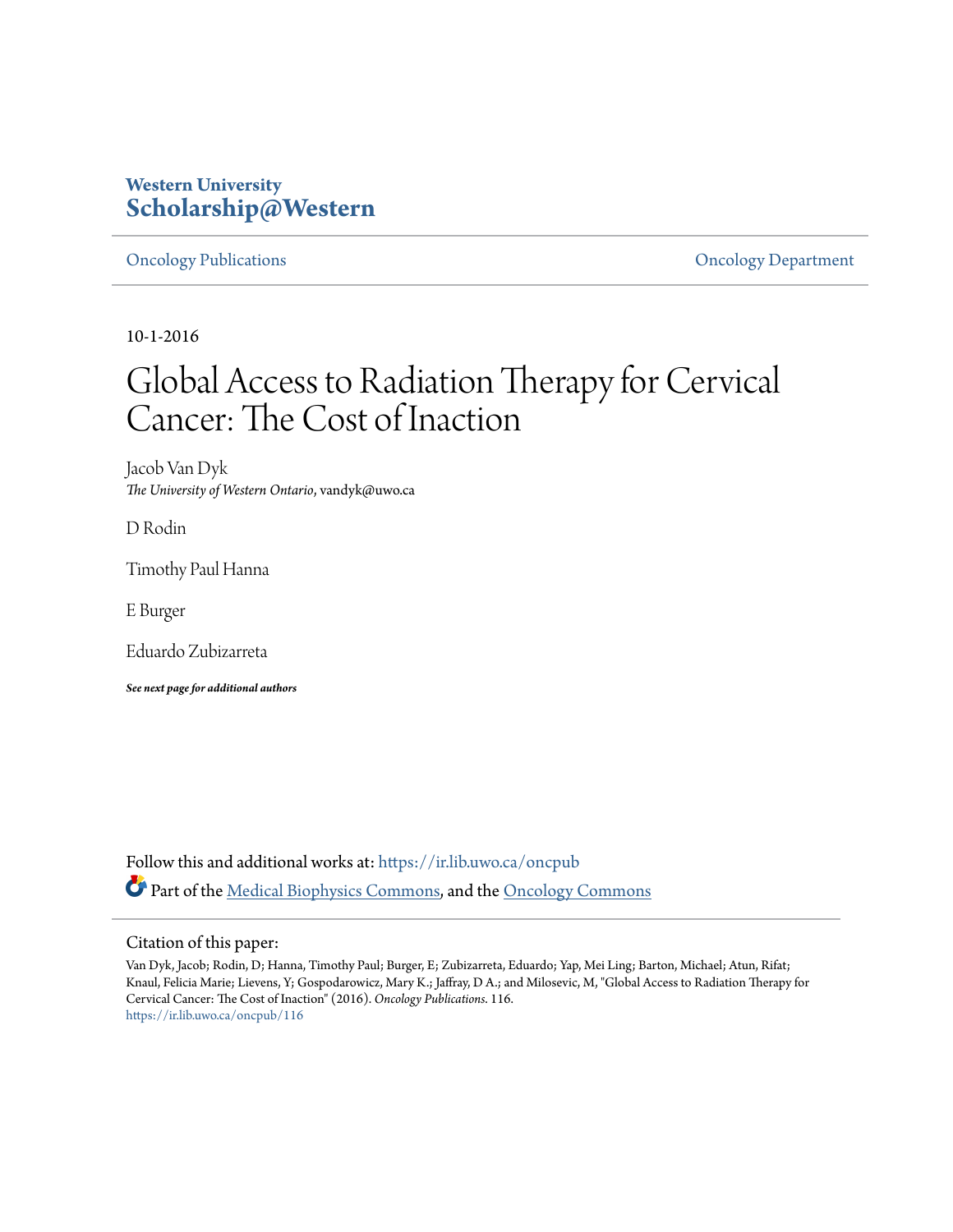**Western University**
**Scholarship@Western**

Oncology Publications | Oncology Department

10-1-2016

# Global Access to Radiation Therapy for Cervical Cancer: The Cost of Inaction

Jacob Van Dyk
*The University of Western Ontario*, vandyk@uwo.ca

D Rodin

Timothy Paul Hanna

E Burger

Eduardo Zubizarreta

***See next page for additional authors***

Follow this and additional works at: https://ir.lib.uwo.ca/oncpub

Part of the Medical Biophysics Commons, and the Oncology Commons

## Citation of this paper:

Van Dyk, Jacob; Rodin, D; Hanna, Timothy Paul; Burger, E; Zubizarreta, Eduardo; Yap, Mei Ling; Barton, Michael; Atun, Rifat; Knaul, Felicia Marie; Lievens, Y; Gospodarowicz, Mary K.; Jaffray, D A.; and Milosevic, M, "Global Access to Radiation Therapy for Cervical Cancer: The Cost of Inaction" (2016). *Oncology Publications*. 116.
https://ir.lib.uwo.ca/oncpub/116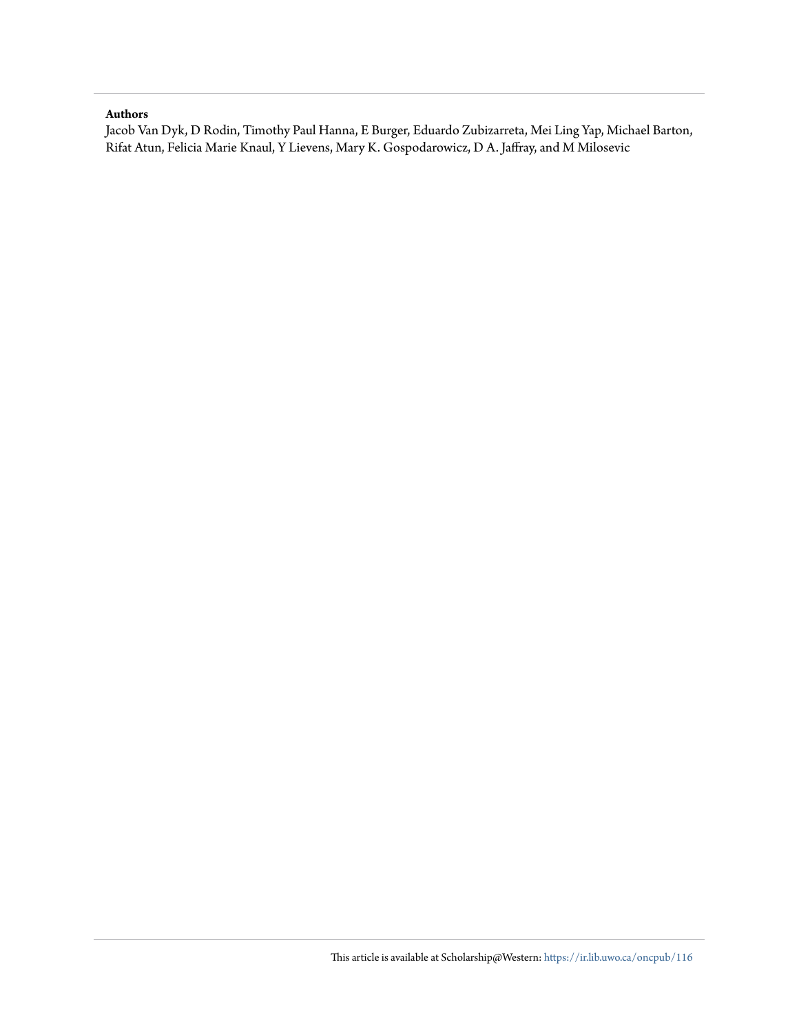**Authors**

Jacob Van Dyk, D Rodin, Timothy Paul Hanna, E Burger, Eduardo Zubizarreta, Mei Ling Yap, Michael Barton, Rifat Atun, Felicia Marie Knaul, Y Lievens, Mary K. Gospodarowicz, D A. Jaffray, and M Milosevic

This article is available at Scholarship@Western: https://ir.lib.uwo.ca/oncpub/116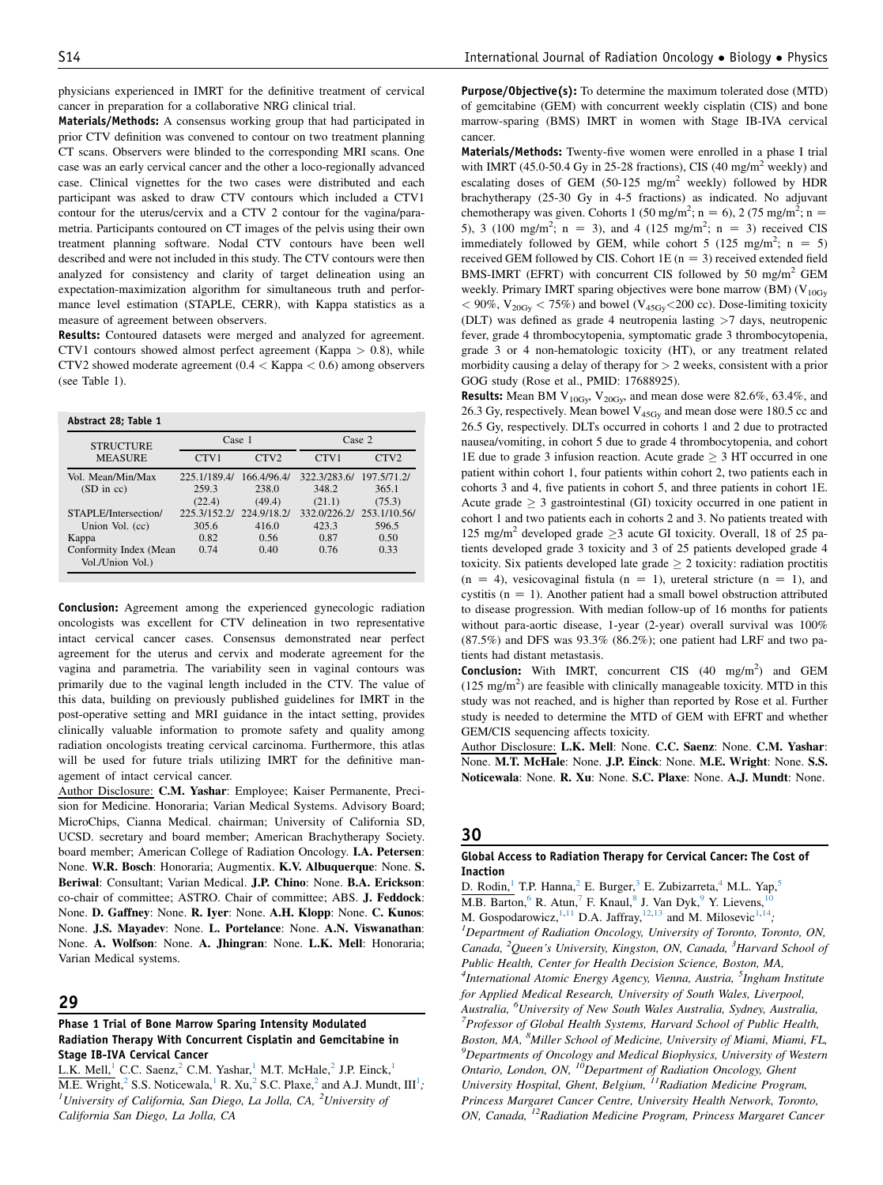physicians experienced in IMRT for the definitive treatment of cervical cancer in preparation for a collaborative NRG clinical trial.

**Materials/Methods:** A consensus working group that had participated in prior CTV definition was convened to contour on two treatment planning CT scans. Observers were blinded to the corresponding MRI scans. One case was an early cervical cancer and the other a loco-regionally advanced case. Clinical vignettes for the two cases were distributed and each participant was asked to draw CTV contours which included a CTV1 contour for the uterus/cervix and a CTV 2 contour for the vagina/parametria. Participants contoured on CT images of the pelvis using their own treatment planning software. Nodal CTV contours have been well described and were not included in this study. The CTV contours were then analyzed for consistency and clarity of target delineation using an expectation-maximization algorithm for simultaneous truth and performance level estimation (STAPLE, CERR), with Kappa statistics as a measure of agreement between observers.

**Results:** Contoured datasets were merged and analyzed for agreement. CTV1 contours showed almost perfect agreement (Kappa > 0.8), while CTV2 showed moderate agreement (0.4 < Kappa < 0.6) among observers (see Table 1).

**Abstract 28; Table 1**

| STRUCTURE MEASURE | Case 1 | | Case 2 | |
|---|---|---|---|---|
| | CTV1 | CTV2 | CTV1 | CTV2 |
| Vol. Mean/Min/Max (SD in cc) | 225.1/189.4/ 259.3 (22.4) | 166.4/96.4/ 238.0 (49.4) | 322.3/283.6/ 348.2 (21.1) | 197.5/71.2/ 365.1 (75.3) |
| STAPLE/Intersection/ Union Vol. (cc) | 225.3/152.2/ 305.6 | 224.9/18.2/ 416.0 | 332.0/226.2/ 423.3 | 253.1/10.56/ 596.5 |
| Kappa | 0.82 | 0.56 | 0.87 | 0.50 |
| Conformity Index (Mean Vol./Union Vol.) | 0.74 | 0.40 | 0.76 | 0.33 |

**Conclusion:** Agreement among the experienced gynecologic radiation oncologists was excellent for CTV delineation in two representative intact cervical cancer cases. Consensus demonstrated near perfect agreement for the uterus and cervix and moderate agreement for the vagina and parametria. The variability seen in vaginal contours was primarily due to the vaginal length included in the CTV. The value of this data, building on previously published guidelines for IMRT in the post-operative setting and MRI guidance in the intact setting, provides clinically valuable information to promote safety and quality among radiation oncologists treating cervical carcinoma. Furthermore, this atlas will be used for future trials utilizing IMRT for the definitive management of intact cervical cancer.

Author Disclosure: **C.M. Yashar**: Employee; Kaiser Permanente, Precision for Medicine. Honoraria; Varian Medical Systems. Advisory Board; MicroChips, Cianna Medical. chairman; University of California SD, UCSD. secretary and board member; American Brachytherapy Society. board member; American College of Radiation Oncology. **I.A. Petersen**: None. **W.R. Bosch**: Honoraria; Augmentix. **K.V. Albuquerque**: None. **S. Beriwal**: Consultant; Varian Medical. **J.P. Chino**: None. **B.A. Erickson**: co-chair of committee; ASTRO. Chair of committee; ABS. **J. Feddock**: None. **D. Gaffney**: None. **R. Iyer**: None. **A.H. Klopp**: None. **C. Kunos**: None. **J.S. Mayadev**: None. **L. Portelance**: None. **A.N. Viswanathan**: None. **A. Wolfson**: None. **A. Jhingran**: None. **L.K. Mell**: Honoraria; Varian Medical systems.

## 29

### Phase 1 Trial of Bone Marrow Sparing Intensity Modulated Radiation Therapy With Concurrent Cisplatin and Gemcitabine in Stage IB-IVA Cervical Cancer

L.K. Mell,[1] C.C. Saenz,[2] C.M. Yashar,[1] M.T. McHale,[2] J.P. Einck,[1] M.E. Wright,[2] S.S. Noticewala,[1] R. Xu,[2] S.C. Plaxe,[2] and A.J. Mundt, III[1]; *[1]University of California, San Diego, La Jolla, CA, [2]University of California San Diego, La Jolla, CA*

**Purpose/Objective(s):** To determine the maximum tolerated dose (MTD) of gemcitabine (GEM) with concurrent weekly cisplatin (CIS) and bone marrow-sparing (BMS) IMRT in women with Stage IB-IVA cervical cancer.

**Materials/Methods:** Twenty-five women were enrolled in a phase I trial with IMRT (45.0-50.4 Gy in 25-28 fractions), CIS (40 mg/m$^2$ weekly) and escalating doses of GEM (50-125 mg/m$^2$ weekly) followed by HDR brachytherapy (25-30 Gy in 4-5 fractions) as indicated. No adjuvant chemotherapy was given. Cohorts 1 (50 mg/m$^2$; n = 6), 2 (75 mg/m$^2$; n = 5), 3 (100 mg/m$^2$; n = 3), and 4 (125 mg/m$^2$; n = 3) received CIS immediately followed by GEM, while cohort 5 (125 mg/m$^2$; n = 5) received GEM followed by CIS. Cohort 1E (n = 3) received extended field BMS-IMRT (EFRT) with concurrent CIS followed by 50 mg/m$^2$ GEM weekly. Primary IMRT sparing objectives were bone marrow (BM) ($V_{10Gy}$ < 90%, $V_{20Gy}$ < 75%) and bowel ($V_{45Gy}$<200 cc). Dose-limiting toxicity (DLT) was defined as grade 4 neutropenia lasting >7 days, neutropenic fever, grade 4 thrombocytopenia, symptomatic grade 3 thrombocytopenia, grade 3 or 4 non-hematologic toxicity (HT), or any treatment related morbidity causing a delay of therapy for > 2 weeks, consistent with a prior GOG study (Rose et al., PMID: 17688925).

**Results:** Mean BM $V_{10Gy}$, $V_{20Gy}$, and mean dose were 82.6%, 63.4%, and 26.3 Gy, respectively. Mean bowel $V_{45Gy}$ and mean dose were 180.5 cc and 26.5 Gy, respectively. DLTs occurred in cohorts 1 and 2 due to protracted nausea/vomiting, in cohort 5 due to grade 4 thrombocytopenia, and cohort 1E due to grade 3 infusion reaction. Acute grade ≥ 3 HT occurred in one patient within cohort 1, four patients within cohort 2, two patients each in cohorts 3 and 4, five patients in cohort 5, and three patients in cohort 1E. Acute grade ≥ 3 gastrointestinal (GI) toxicity occurred in one patient in cohort 1 and two patients each in cohorts 2 and 3. No patients treated with 125 mg/m$^2$ developed grade ≥3 acute GI toxicity. Overall, 18 of 25 patients developed grade 3 toxicity and 3 of 25 patients developed grade 4 toxicity. Six patients developed late grade ≥ 2 toxicity: radiation proctitis (n = 4), vesicovaginal fistula (n = 1), ureteral stricture (n = 1), and cystitis (n = 1). Another patient had a small bowel obstruction attributed to disease progression. With median follow-up of 16 months for patients without para-aortic disease, 1-year (2-year) overall survival was 100% (87.5%) and DFS was 93.3% (86.2%); one patient had LRF and two patients had distant metastasis.

**Conclusion:** With IMRT, concurrent CIS (40 mg/m$^2$) and GEM (125 mg/m$^2$) are feasible with clinically manageable toxicity. MTD in this study was not reached, and is higher than reported by Rose et al. Further study is needed to determine the MTD of GEM with EFRT and whether GEM/CIS sequencing affects toxicity.

Author Disclosure: **L.K. Mell**: None. **C.C. Saenz**: None. **C.M. Yashar**: None. **M.T. McHale**: None. **J.P. Einck**: None. **M.E. Wright**: None. **S.S. Noticewala**: None. **R. Xu**: None. **S.C. Plaxe**: None. **A.J. Mundt**: None.

## 30

### Global Access to Radiation Therapy for Cervical Cancer: The Cost of Inaction

D. Rodin,[1] T.P. Hanna,[2] E. Burger,[3] E. Zubizarreta,[4] M.L. Yap,[5] M.B. Barton,[6] R. Atun,[7] F. Knaul,[8] J. Van Dyk,[9] Y. Lievens,[10] M. Gospodarowicz,[1,11] D.A. Jaffray,[12,13] and M. Milosevic[1,14]; *[1]Department of Radiation Oncology, University of Toronto, Toronto, ON, Canada, [2]Queen's University, Kingston, ON, Canada, [3]Harvard School of Public Health, Center for Health Decision Science, Boston, MA, [4]International Atomic Energy Agency, Vienna, Austria, [5]Ingham Institute for Applied Medical Research, University of South Wales, Liverpool, Australia, [6]University of New South Wales Australia, Sydney, Australia, [7]Professor of Global Health Systems, Harvard School of Public Health, Boston, MA, [8]Miller School of Medicine, University of Miami, Miami, FL, [9]Departments of Oncology and Medical Biophysics, University of Western Ontario, London, ON, [10]Department of Radiation Oncology, Ghent University Hospital, Ghent, Belgium, [11]Radiation Medicine Program, Princess Margaret Cancer Centre, University Health Network, Toronto, ON, Canada, [12]Radiation Medicine Program, Princess Margaret Cancer*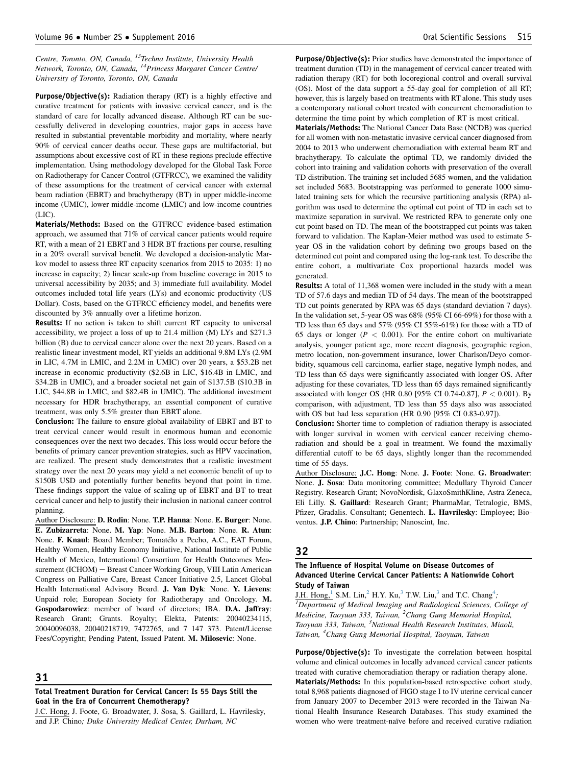*Centre, Toronto, ON, Canada, [13]Techna Institute, University Health Network, Toronto, ON, Canada, [14]Princess Margaret Cancer Centre/ University of Toronto, Toronto, ON, Canada*

**Purpose/Objective(s):** Radiation therapy (RT) is a highly effective and curative treatment for patients with invasive cervical cancer, and is the standard of care for locally advanced disease. Although RT can be successfully delivered in developing countries, major gaps in access have resulted in substantial preventable morbidity and mortality, where nearly 90% of cervical cancer deaths occur. These gaps are multifactorial, but assumptions about excessive cost of RT in these regions preclude effective implementation. Using methodology developed for the Global Task Force on Radiotherapy for Cancer Control (GTFRCC), we examined the validity of these assumptions for the treatment of cervical cancer with external beam radiation (EBRT) and brachytherapy (BT) in upper middle-income income (UMIC), lower middle-income (LMIC) and low-income countries (LIC).

**Materials/Methods:** Based on the GTFRCC evidence-based estimation approach, we assumed that 71% of cervical cancer patients would require RT, with a mean of 21 EBRT and 3 HDR BT fractions per course, resulting in a 20% overall survival benefit. We developed a decision-analytic Markov model to assess three RT capacity scenarios from 2015 to 2035: 1) no increase in capacity; 2) linear scale-up from baseline coverage in 2015 to universal accessibility by 2035; and 3) immediate full availability. Model outcomes included total life years (LYs) and economic productivity (US Dollar). Costs, based on the GTFRCC efficiency model, and benefits were discounted by 3% annually over a lifetime horizon.

**Results:** If no action is taken to shift current RT capacity to universal accessibility, we project a loss of up to 21.4 million (M) LYs and $271.3 billion (B) due to cervical cancer alone over the next 20 years. Based on a realistic linear investment model, RT yields an additional 9.8M LYs (2.9M in LIC, 4.7M in LMIC, and 2.2M in UMIC) over 20 years, a $53.2B net increase in economic productivity ($2.6B in LIC, $16.4B in LMIC, and $34.2B in UMIC), and a broader societal net gain of $137.5B ($10.3B in LIC, $44.8B in LMIC, and $82.4B in UMIC). The additional investment necessary for HDR brachytherapy, an essential component of curative treatment, was only 5.5% greater than EBRT alone.

**Conclusion:** The failure to ensure global availability of EBRT and BT to treat cervical cancer would result in enormous human and economic consequences over the next two decades. This loss would occur before the benefits of primary cancer prevention strategies, such as HPV vaccination, are realized. The present study demonstrates that a realistic investment strategy over the next 20 years may yield a net economic benefit of up to $150B USD and potentially further benefits beyond that point in time. These findings support the value of scaling-up of EBRT and BT to treat cervical cancer and help to justify their inclusion in national cancer control planning.

Author Disclosure: **D. Rodin**: None. **T.P. Hanna**: None. **E. Burger**: None. **E. Zubizarreta**: None. **M. Yap**: None. **M.B. Barton**: None. **R. Atun**: None. **F. Knaul**: Board Member; Tomatélo a Pecho, A.C., EAT Forum, Healthy Women, Healthy Economy Initiative, National Institute of Public Health of Mexico, International Consortium for Health Outcomes Measurement (ICHOM) – Breast Cancer Working Group, VIII Latin American Congress on Palliative Care, Breast Cancer Initiative 2.5, Lancet Global Health International Advisory Board. **J. Van Dyk**: None. **Y. Lievens**: Unpaid role; European Society for Radiotherapy and Oncology. **M. Gospodarowicz**: member of board of directors; IBA. **D.A. Jaffray**: Research Grant; Grants. Royalty; Elekta, Patents: 20040234115, 20040096038, 20040218719, 7472765, and 7 147 373. Patent/License Fees/Copyright; Pending Patent, Issued Patent. **M. Milosevic**: None.

## 31

### Total Treatment Duration for Cervical Cancer: Is 55 Days Still the Goal in the Era of Concurrent Chemotherapy?

J.C. Hong, J. Foote, G. Broadwater, J. Sosa, S. Gaillard, L. Havrilesky, and J.P. Chino; *Duke University Medical Center, Durham, NC*

**Purpose/Objective(s):** Prior studies have demonstrated the importance of treatment duration (TD) in the management of cervical cancer treated with radiation therapy (RT) for both locoregional control and overall survival (OS). Most of the data support a 55-day goal for completion of all RT; however, this is largely based on treatments with RT alone. This study uses a contemporary national cohort treated with concurrent chemoradiation to determine the time point by which completion of RT is most critical.

**Materials/Methods:** The National Cancer Data Base (NCDB) was queried for all women with non-metastatic invasive cervical cancer diagnosed from 2004 to 2013 who underwent chemoradiation with external beam RT and brachytherapy. To calculate the optimal TD, we randomly divided the cohort into training and validation cohorts with preservation of the overall TD distribution. The training set included 5685 women, and the validation set included 5683. Bootstrapping was performed to generate 1000 simulated training sets for which the recursive partitioning analysis (RPA) algorithm was used to determine the optimal cut point of TD in each set to maximize separation in survival. We restricted RPA to generate only one cut point based on TD. The mean of the bootstrapped cut points was taken forward to validation. The Kaplan-Meier method was used to estimate 5-year OS in the validation cohort by defining two groups based on the determined cut point and compared using the log-rank test. To describe the entire cohort, a multivariate Cox proportional hazards model was generated.

**Results:** A total of 11,368 women were included in the study with a mean TD of 57.6 days and median TD of 54 days. The mean of the bootstrapped TD cut points generated by RPA was 65 days (standard deviation 7 days). In the validation set, 5-year OS was 68% (95% CI 66-69%) for those with a TD less than 65 days and 57% (95% CI 55%-61%) for those with a TD of 65 days or longer ($P < 0.001$). For the entire cohort on multivariate analysis, younger patient age, more recent diagnosis, geographic region, metro location, non-government insurance, lower Charlson/Deyo comorbidity, squamous cell carcinoma, earlier stage, negative lymph nodes, and TD less than 65 days were significantly associated with longer OS. After adjusting for these covariates, TD less than 65 days remained significantly associated with longer OS (HR 0.80 [95% CI 0.74-0.87], $P < 0.001$). By comparison, with adjustment, TD less than 55 days also was associated with OS but had less separation (HR 0.90 [95% CI 0.83-0.97]).

**Conclusion:** Shorter time to completion of radiation therapy is associated with longer survival in women with cervical cancer receiving chemoradiation and should be a goal in treatment. We found the maximally differential cutoff to be 65 days, slightly longer than the recommended time of 55 days.

Author Disclosure: **J.C. Hong**: None. **J. Foote**: None. **G. Broadwater**: None. **J. Sosa**: Data monitoring committee; Medullary Thyroid Cancer Registry. Research Grant; NovoNordisk, GlaxoSmithKline, Astra Zeneca, Eli Lilly. **S. Gaillard**: Research Grant; PharmaMar, Tetralogic, BMS, Pfizer, Gradalis. Consultant; Genentech. **L. Havrilesky**: Employee; Bioventus. **J.P. Chino**: Partnership; Nanoscint, Inc.

## 32

### The Influence of Hospital Volume on Disease Outcomes of Advanced Uterine Cervical Cancer Patients: A Nationwide Cohort Study of Taiwan

J.H. Hong,[1] S.M. Lin,[2] H.Y. Ku,[3] T.W. Liu,[3] and T.C. Chang[4]; *[1]Department of Medical Imaging and Radiological Sciences, College of Medicine, Taoyuan 333, Taiwan, [2]Chang Gung Memorial Hospital, Taoyuan 333, Taiwan, [3]National Health Research Institutes, Miaoli, Taiwan, [4]Chang Gung Memorial Hospital, Taoyuan, Taiwan*

**Purpose/Objective(s):** To investigate the correlation between hospital volume and clinical outcomes in locally advanced cervical cancer patients treated with curative chemoradiation therapy or radiation therapy alone.

**Materials/Methods:** In this population-based retrospective cohort study, total 8,968 patients diagnosed of FIGO stage I to IV uterine cervical cancer from January 2007 to December 2013 were recorded in the Taiwan National Health Insurance Research Databases. This study examined the women who were treatment-naïve before and received curative radiation